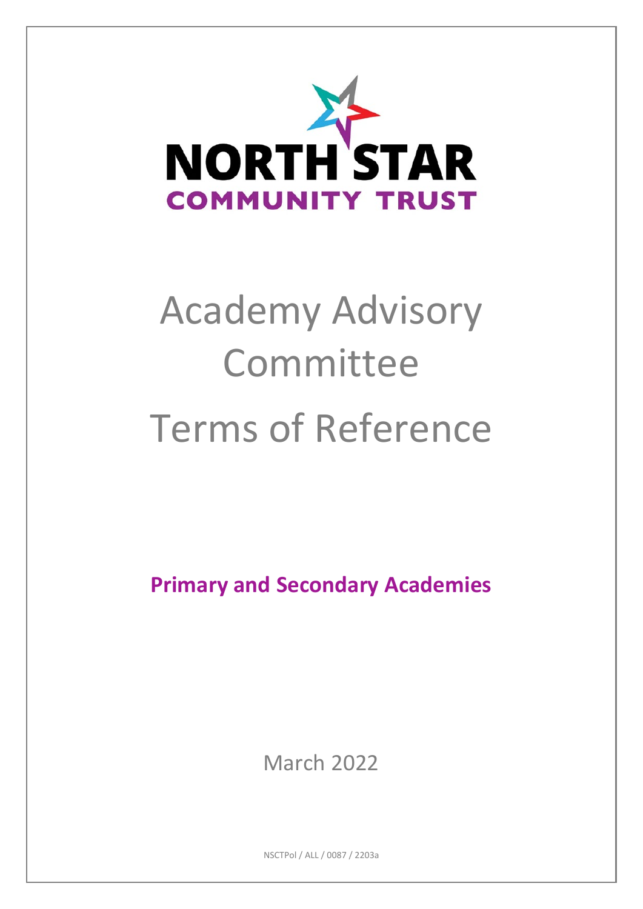NORTH STAR
COMMUNITY TRUST

# Academy Advisory Committee Terms of Reference

**Primary and Secondary Academies**

March 2022

NSCTPol / ALL / 0087 / 2203a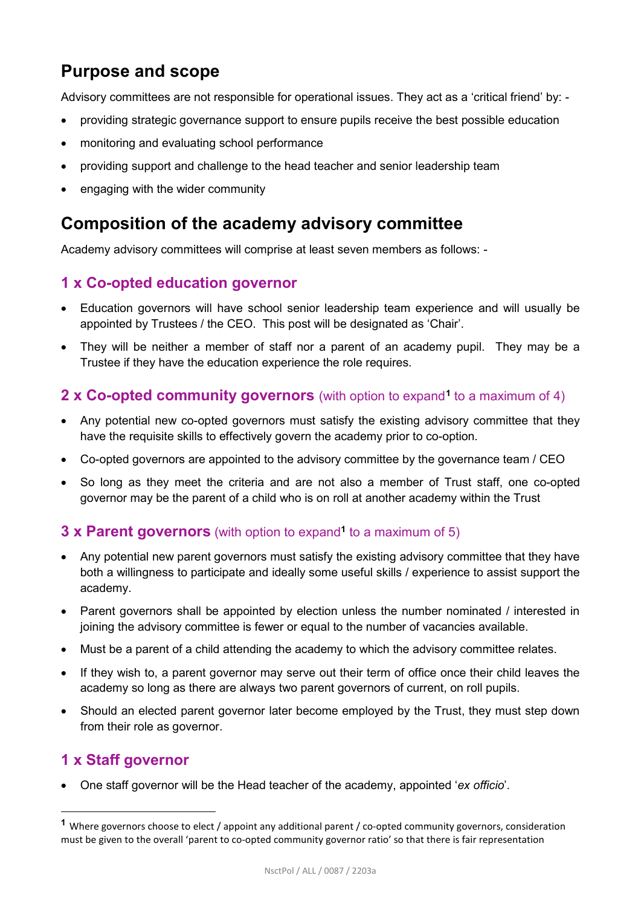## Purpose and scope

Advisory committees are not responsible for operational issues. They act as a 'critical friend' by: -

- providing strategic governance support to ensure pupils receive the best possible education
- monitoring and evaluating school performance
- providing support and challenge to the head teacher and senior leadership team
- engaging with the wider community

## Composition of the academy advisory committee

Academy advisory committees will comprise at least seven members as follows: -

### 1 x Co-opted education governor

- Education governors will have school senior leadership team experience and will usually be appointed by Trustees / the CEO. This post will be designated as 'Chair'.
- They will be neither a member of staff nor a parent of an academy pupil. They may be a Trustee if they have the education experience the role requires.

### 2 x Co-opted community governors (with option to expand[1] to a maximum of 4)

- Any potential new co-opted governors must satisfy the existing advisory committee that they have the requisite skills to effectively govern the academy prior to co-option.
- Co-opted governors are appointed to the advisory committee by the governance team / CEO
- So long as they meet the criteria and are not also a member of Trust staff, one co-opted governor may be the parent of a child who is on roll at another academy within the Trust

### 3 x Parent governors (with option to expand[1] to a maximum of 5)

- Any potential new parent governors must satisfy the existing advisory committee that they have both a willingness to participate and ideally some useful skills / experience to assist support the academy.
- Parent governors shall be appointed by election unless the number nominated / interested in joining the advisory committee is fewer or equal to the number of vacancies available.
- Must be a parent of a child attending the academy to which the advisory committee relates.
- If they wish to, a parent governor may serve out their term of office once their child leaves the academy so long as there are always two parent governors of current, on roll pupils.
- Should an elected parent governor later become employed by the Trust, they must step down from their role as governor.

### 1 x Staff governor

- One staff governor will be the Head teacher of the academy, appointed '*ex officio*'.

[1] Where governors choose to elect / appoint any additional parent / co-opted community governors, consideration must be given to the overall 'parent to co-opted community governor ratio' so that there is fair representation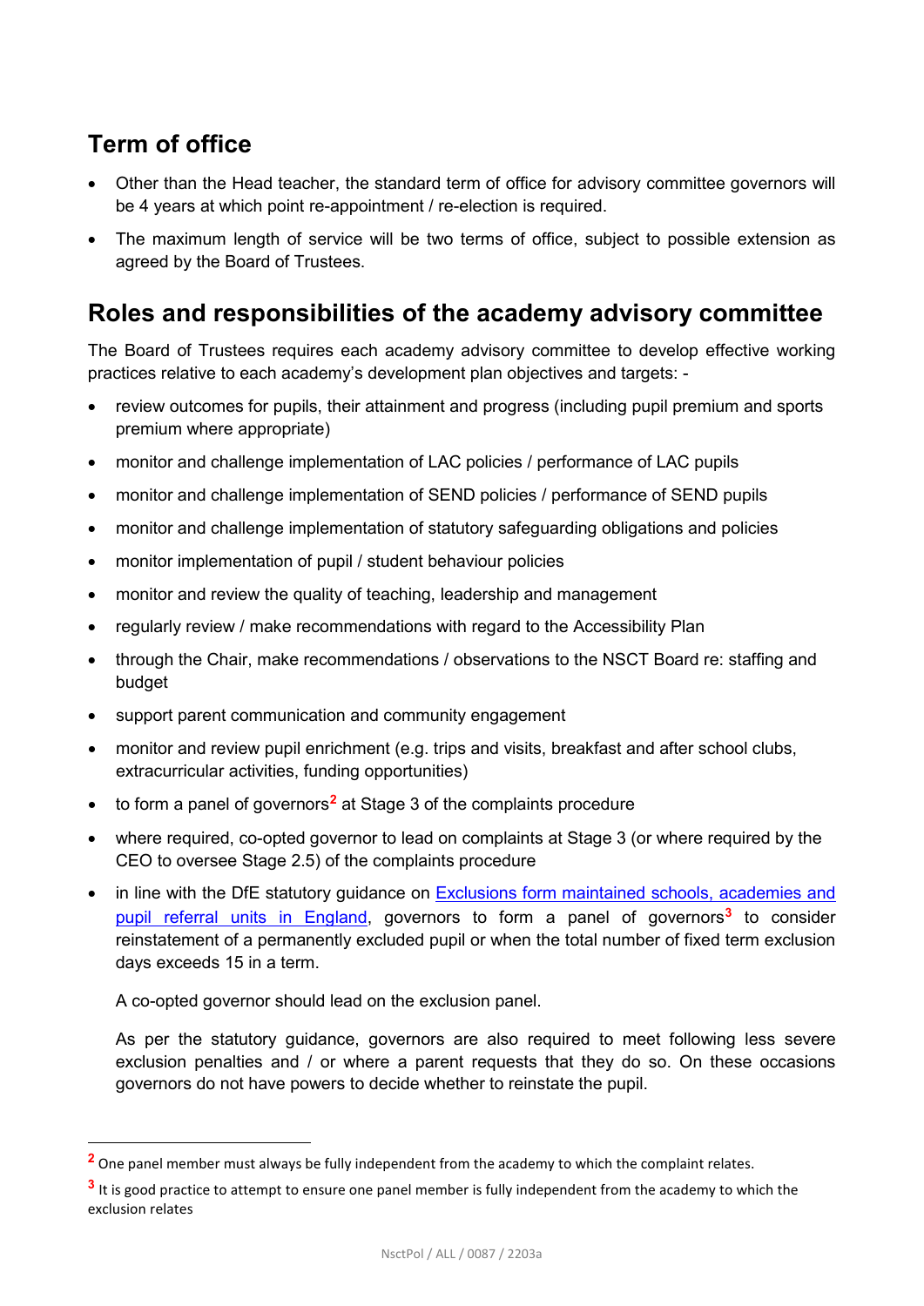## Term of office

- Other than the Head teacher, the standard term of office for advisory committee governors will be 4 years at which point re-appointment / re-election is required.
- The maximum length of service will be two terms of office, subject to possible extension as agreed by the Board of Trustees.

## Roles and responsibilities of the academy advisory committee

The Board of Trustees requires each academy advisory committee to develop effective working practices relative to each academy's development plan objectives and targets: -

- review outcomes for pupils, their attainment and progress (including pupil premium and sports premium where appropriate)
- monitor and challenge implementation of LAC policies / performance of LAC pupils
- monitor and challenge implementation of SEND policies / performance of SEND pupils
- monitor and challenge implementation of statutory safeguarding obligations and policies
- monitor implementation of pupil / student behaviour policies
- monitor and review the quality of teaching, leadership and management
- regularly review / make recommendations with regard to the Accessibility Plan
- through the Chair, make recommendations / observations to the NSCT Board re: staffing and budget
- support parent communication and community engagement
- monitor and review pupil enrichment (e.g. trips and visits, breakfast and after school clubs, extracurricular activities, funding opportunities)
- to form a panel of governors[2] at Stage 3 of the complaints procedure
- where required, co-opted governor to lead on complaints at Stage 3 (or where required by the CEO to oversee Stage 2.5) of the complaints procedure
- in line with the DfE statutory guidance on [Exclusions form maintained schools, academies and pupil referral units in England](), governors to form a panel of governors[3] to consider reinstatement of a permanently excluded pupil or when the total number of fixed term exclusion days exceeds 15 in a term.

  A co-opted governor should lead on the exclusion panel.

  As per the statutory guidance, governors are also required to meet following less severe exclusion penalties and / or where a parent requests that they do so. On these occasions governors do not have powers to decide whether to reinstate the pupil.

---

[2] One panel member must always be fully independent from the academy to which the complaint relates.

[3] It is good practice to attempt to ensure one panel member is fully independent from the academy to which the exclusion relates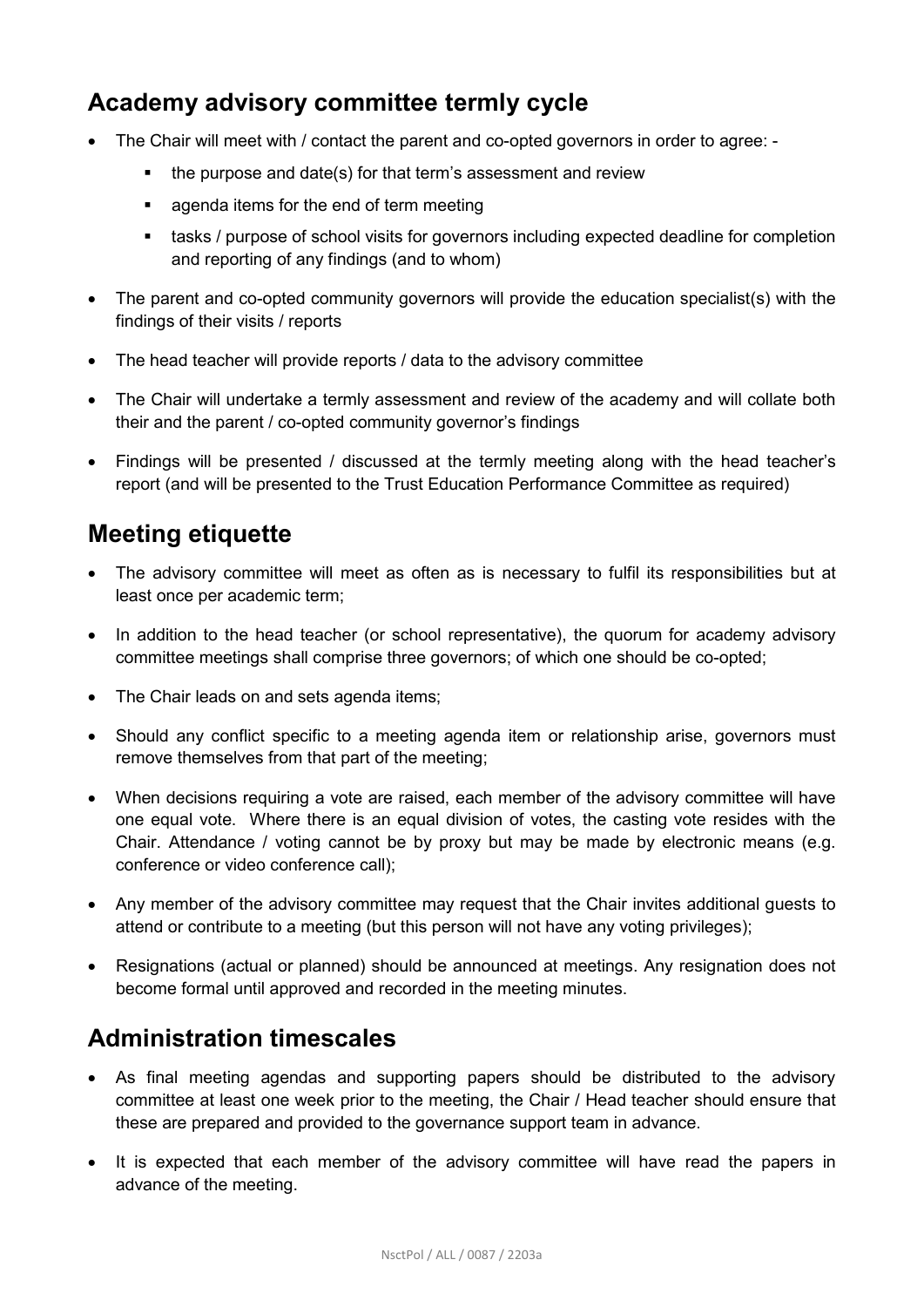## Academy advisory committee termly cycle

- The Chair will meet with / contact the parent and co-opted governors in order to agree: -
  - the purpose and date(s) for that term's assessment and review
  - agenda items for the end of term meeting
  - tasks / purpose of school visits for governors including expected deadline for completion and reporting of any findings (and to whom)
- The parent and co-opted community governors will provide the education specialist(s) with the findings of their visits / reports
- The head teacher will provide reports / data to the advisory committee
- The Chair will undertake a termly assessment and review of the academy and will collate both their and the parent / co-opted community governor's findings
- Findings will be presented / discussed at the termly meeting along with the head teacher's report (and will be presented to the Trust Education Performance Committee as required)

## Meeting etiquette

- The advisory committee will meet as often as is necessary to fulfil its responsibilities but at least once per academic term;
- In addition to the head teacher (or school representative), the quorum for academy advisory committee meetings shall comprise three governors; of which one should be co-opted;
- The Chair leads on and sets agenda items;
- Should any conflict specific to a meeting agenda item or relationship arise, governors must remove themselves from that part of the meeting;
- When decisions requiring a vote are raised, each member of the advisory committee will have one equal vote. Where there is an equal division of votes, the casting vote resides with the Chair. Attendance / voting cannot be by proxy but may be made by electronic means (e.g. conference or video conference call);
- Any member of the advisory committee may request that the Chair invites additional guests to attend or contribute to a meeting (but this person will not have any voting privileges);
- Resignations (actual or planned) should be announced at meetings. Any resignation does not become formal until approved and recorded in the meeting minutes.

## Administration timescales

- As final meeting agendas and supporting papers should be distributed to the advisory committee at least one week prior to the meeting, the Chair / Head teacher should ensure that these are prepared and provided to the governance support team in advance.
- It is expected that each member of the advisory committee will have read the papers in advance of the meeting.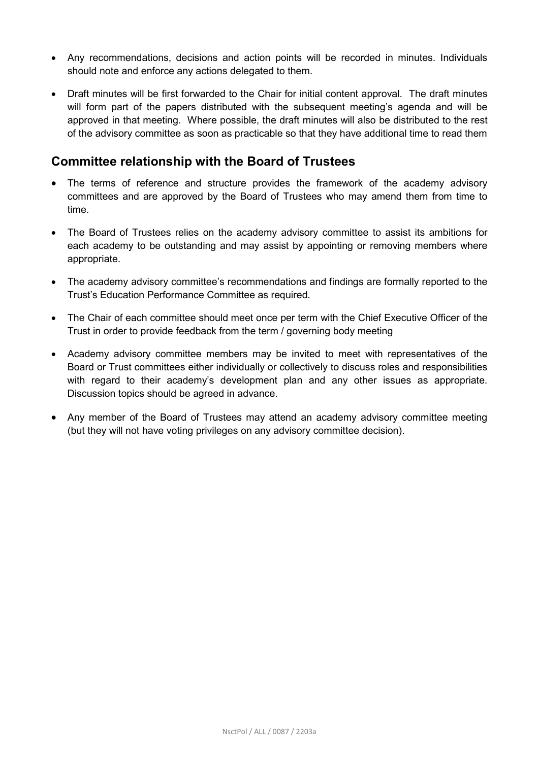- Any recommendations, decisions and action points will be recorded in minutes. Individuals should note and enforce any actions delegated to them.

- Draft minutes will be first forwarded to the Chair for initial content approval. The draft minutes will form part of the papers distributed with the subsequent meeting's agenda and will be approved in that meeting. Where possible, the draft minutes will also be distributed to the rest of the advisory committee as soon as practicable so that they have additional time to read them

## Committee relationship with the Board of Trustees

- The terms of reference and structure provides the framework of the academy advisory committees and are approved by the Board of Trustees who may amend them from time to time.

- The Board of Trustees relies on the academy advisory committee to assist its ambitions for each academy to be outstanding and may assist by appointing or removing members where appropriate.

- The academy advisory committee's recommendations and findings are formally reported to the Trust's Education Performance Committee as required.

- The Chair of each committee should meet once per term with the Chief Executive Officer of the Trust in order to provide feedback from the term / governing body meeting

- Academy advisory committee members may be invited to meet with representatives of the Board or Trust committees either individually or collectively to discuss roles and responsibilities with regard to their academy's development plan and any other issues as appropriate. Discussion topics should be agreed in advance.

- Any member of the Board of Trustees may attend an academy advisory committee meeting (but they will not have voting privileges on any advisory committee decision).